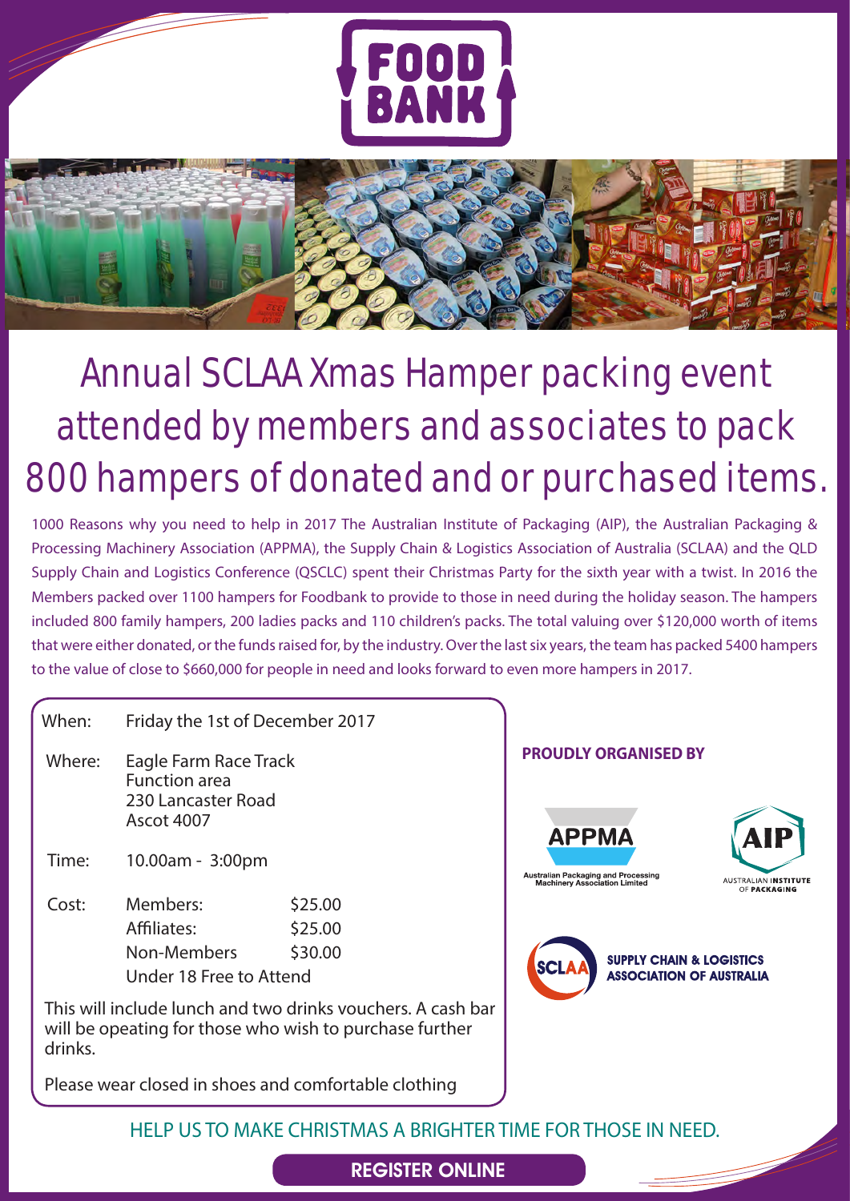# Annual SCLAA Xmas Hamper packing event attended by members and associates to pack 800 hampers of donated and or purchased items.

1000 Reasons why you need to help in 2017 The Australian Institute of Packaging (AIP), the Australian Packaging & Processing Machinery Association (APPMA), the Supply Chain & Logistics Association of Australia (SCLAA) and the QLD Supply Chain and Logistics Conference (QSCLC) spent their Christmas Party for the sixth year with a twist. In 2016 the Members packed over 1100 hampers for Foodbank to provide to those in need during the holiday season. The hampers included 800 family hampers, 200 ladies packs and 110 children's packs. The total valuing over $120,000 worth of items that were either donated, or the funds raised for, by the industry. Over the last six years, the team has packed 5400 hampers to the value of close to $660,000 for people in need and looks forward to even more hampers in 2017.

**When:** Friday the 1st of December 2017

**Where:** Eagle Farm Race Track
Function area
230 Lancaster Road
Ascot 4007

**Time:** 10.00am - 3:00pm

**Cost:**

| | |
|---|---|
| Members: | $25.00 |
| Affiliates: | $25.00 |
| Non-Members | $30.00 |
| Under 18 Free to Attend | |

This will include lunch and two drinks vouchers. A cash bar will be opeating for those who wish to purchase further drinks.

Please wear closed in shoes and comfortable clothing

**PROUDLY ORGANISED BY**

APPMA – Australian Packaging and Processing Machinery Association Limited

AIP – Australian Institute of Packaging

SCLAA – Supply Chain & Logistics Association of Australia

HELP US TO MAKE CHRISTMAS A BRIGHTER TIME FOR THOSE IN NEED.

**REGISTER ONLINE**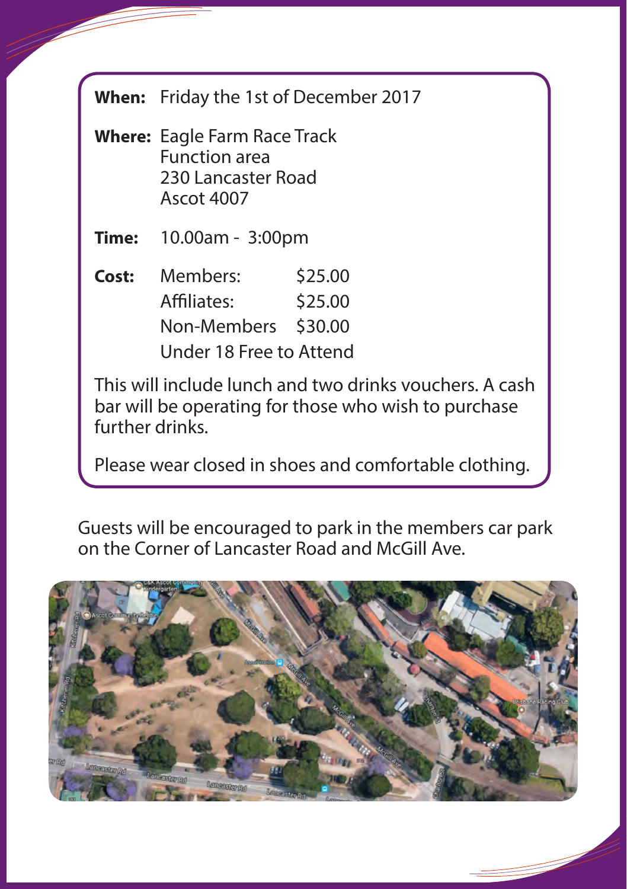**When:** Friday the 1st of December 2017

**Where:** Eagle Farm Race Track
Function area
230 Lancaster Road
Ascot 4007

**Time:** 10.00am - 3:00pm

**Cost:**

| | |
|---|---|
| Members: | $25.00 |
| Affiliates: | $25.00 |
| Non-Members | $30.00 |

Under 18 Free to Attend

This will include lunch and two drinks vouchers. A cash bar will be operating for those who wish to purchase further drinks.

Please wear closed in shoes and comfortable clothing.

Guests will be encouraged to park in the members car park on the Corner of Lancaster Road and McGill Ave.